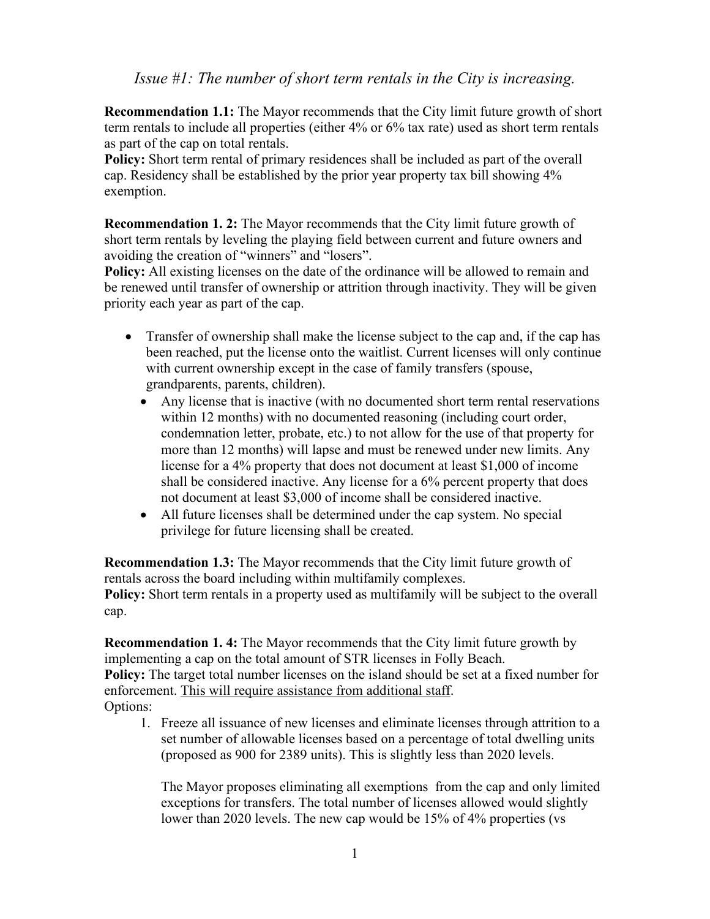## *Issue #1: The number of short term rentals in the City is increasing.*

**Recommendation 1.1:** The Mayor recommends that the City limit future growth of short term rentals to include all properties (either 4% or 6% tax rate) used as short term rentals as part of the cap on total rentals.
**Policy:** Short term rental of primary residences shall be included as part of the overall cap. Residency shall be established by the prior year property tax bill showing 4% exemption.

**Recommendation 1. 2:** The Mayor recommends that the City limit future growth of short term rentals by leveling the playing field between current and future owners and avoiding the creation of "winners" and "losers".
**Policy:** All existing licenses on the date of the ordinance will be allowed to remain and be renewed until transfer of ownership or attrition through inactivity. They will be given priority each year as part of the cap.

- Transfer of ownership shall make the license subject to the cap and, if the cap has been reached, put the license onto the waitlist. Current licenses will only continue with current ownership except in the case of family transfers (spouse, grandparents, parents, children).
  - Any license that is inactive (with no documented short term rental reservations within 12 months) with no documented reasoning (including court order, condemnation letter, probate, etc.) to not allow for the use of that property for more than 12 months) will lapse and must be renewed under new limits. Any license for a 4% property that does not document at least $1,000 of income shall be considered inactive. Any license for a 6% percent property that does not document at least $3,000 of income shall be considered inactive.
  - All future licenses shall be determined under the cap system. No special privilege for future licensing shall be created.

**Recommendation 1.3:** The Mayor recommends that the City limit future growth of rentals across the board including within multifamily complexes.
**Policy:** Short term rentals in a property used as multifamily will be subject to the overall cap.

**Recommendation 1. 4:** The Mayor recommends that the City limit future growth by implementing a cap on the total amount of STR licenses in Folly Beach.
**Policy:** The target total number licenses on the island should be set at a fixed number for enforcement. <u>This will require assistance from additional staff</u>.
Options:

1. Freeze all issuance of new licenses and eliminate licenses through attrition to a set number of allowable licenses based on a percentage of total dwelling units (proposed as 900 for 2389 units). This is slightly less than 2020 levels.

   The Mayor proposes eliminating all exemptions from the cap and only limited exceptions for transfers. The total number of licenses allowed would slightly lower than 2020 levels. The new cap would be 15% of 4% properties (vs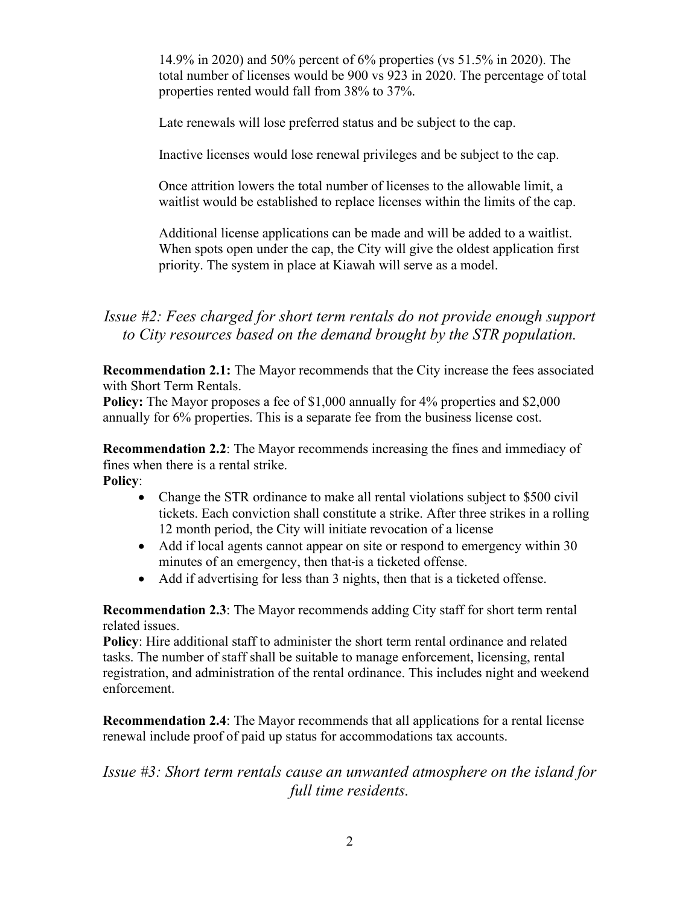14.9% in 2020) and 50% percent of 6% properties (vs 51.5% in 2020). The total number of licenses would be 900 vs 923 in 2020. The percentage of total properties rented would fall from 38% to 37%.

Late renewals will lose preferred status and be subject to the cap.

Inactive licenses would lose renewal privileges and be subject to the cap.

Once attrition lowers the total number of licenses to the allowable limit, a waitlist would be established to replace licenses within the limits of the cap.

Additional license applications can be made and will be added to a waitlist. When spots open under the cap, the City will give the oldest application first priority. The system in place at Kiawah will serve as a model.

## *Issue #2: Fees charged for short term rentals do not provide enough support to City resources based on the demand brought by the STR population.*

**Recommendation 2.1:** The Mayor recommends that the City increase the fees associated with Short Term Rentals.
**Policy:** The Mayor proposes a fee of $1,000 annually for 4% properties and $2,000 annually for 6% properties. This is a separate fee from the business license cost.

**Recommendation 2.2**: The Mayor recommends increasing the fines and immediacy of fines when there is a rental strike.
**Policy**:

- Change the STR ordinance to make all rental violations subject to $500 civil tickets. Each conviction shall constitute a strike. After three strikes in a rolling 12 month period, the City will initiate revocation of a license
- Add if local agents cannot appear on site or respond to emergency within 30 minutes of an emergency, then that is a ticketed offense.
- Add if advertising for less than 3 nights, then that is a ticketed offense.

**Recommendation 2.3**: The Mayor recommends adding City staff for short term rental related issues.
**Policy**: Hire additional staff to administer the short term rental ordinance and related tasks. The number of staff shall be suitable to manage enforcement, licensing, rental registration, and administration of the rental ordinance. This includes night and weekend enforcement.

**Recommendation 2.4**: The Mayor recommends that all applications for a rental license renewal include proof of paid up status for accommodations tax accounts.

## *Issue #3: Short term rentals cause an unwanted atmosphere on the island for full time residents.*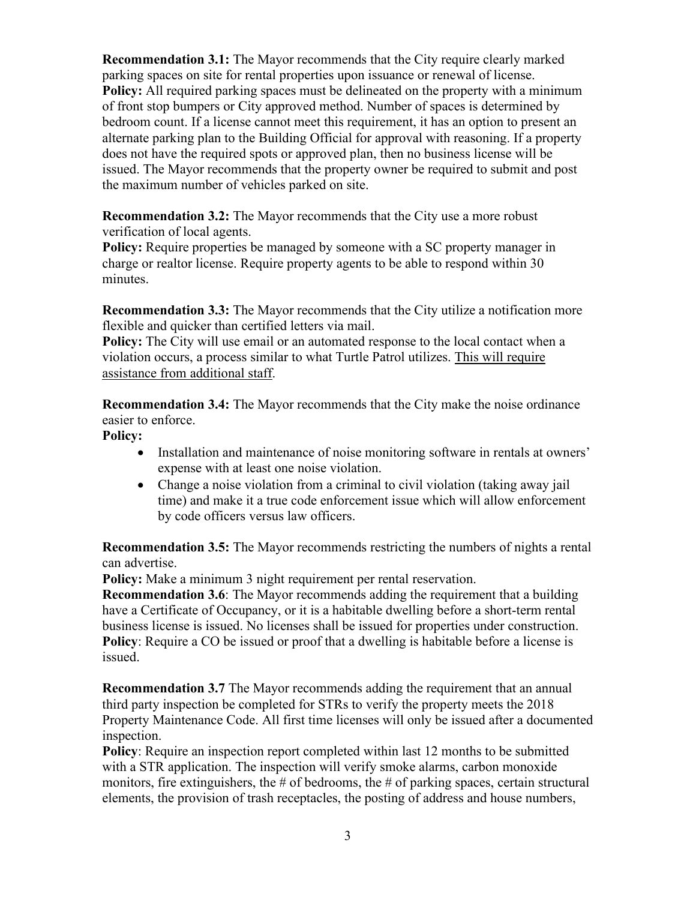**Recommendation 3.1:** The Mayor recommends that the City require clearly marked parking spaces on site for rental properties upon issuance or renewal of license.
**Policy:** All required parking spaces must be delineated on the property with a minimum of front stop bumpers or City approved method. Number of spaces is determined by bedroom count. If a license cannot meet this requirement, it has an option to present an alternate parking plan to the Building Official for approval with reasoning. If a property does not have the required spots or approved plan, then no business license will be issued. The Mayor recommends that the property owner be required to submit and post the maximum number of vehicles parked on site.

**Recommendation 3.2:** The Mayor recommends that the City use a more robust verification of local agents.
**Policy:** Require properties be managed by someone with a SC property manager in charge or realtor license. Require property agents to be able to respond within 30 minutes.

**Recommendation 3.3:** The Mayor recommends that the City utilize a notification more flexible and quicker than certified letters via mail.
**Policy:** The City will use email or an automated response to the local contact when a violation occurs, a process similar to what Turtle Patrol utilizes. <u>This will require assistance from additional staff</u>.

**Recommendation 3.4:** The Mayor recommends that the City make the noise ordinance easier to enforce.
**Policy:**

- Installation and maintenance of noise monitoring software in rentals at owners' expense with at least one noise violation.
- Change a noise violation from a criminal to civil violation (taking away jail time) and make it a true code enforcement issue which will allow enforcement by code officers versus law officers.

**Recommendation 3.5:** The Mayor recommends restricting the numbers of nights a rental can advertise.
**Policy:** Make a minimum 3 night requirement per rental reservation.
**Recommendation 3.6**: The Mayor recommends adding the requirement that a building have a Certificate of Occupancy, or it is a habitable dwelling before a short-term rental business license is issued. No licenses shall be issued for properties under construction.
**Policy**: Require a CO be issued or proof that a dwelling is habitable before a license is issued.

**Recommendation 3.7** The Mayor recommends adding the requirement that an annual third party inspection be completed for STRs to verify the property meets the 2018 Property Maintenance Code. All first time licenses will only be issued after a documented inspection.
**Policy**: Require an inspection report completed within last 12 months to be submitted with a STR application. The inspection will verify smoke alarms, carbon monoxide monitors, fire extinguishers, the # of bedrooms, the # of parking spaces, certain structural elements, the provision of trash receptacles, the posting of address and house numbers,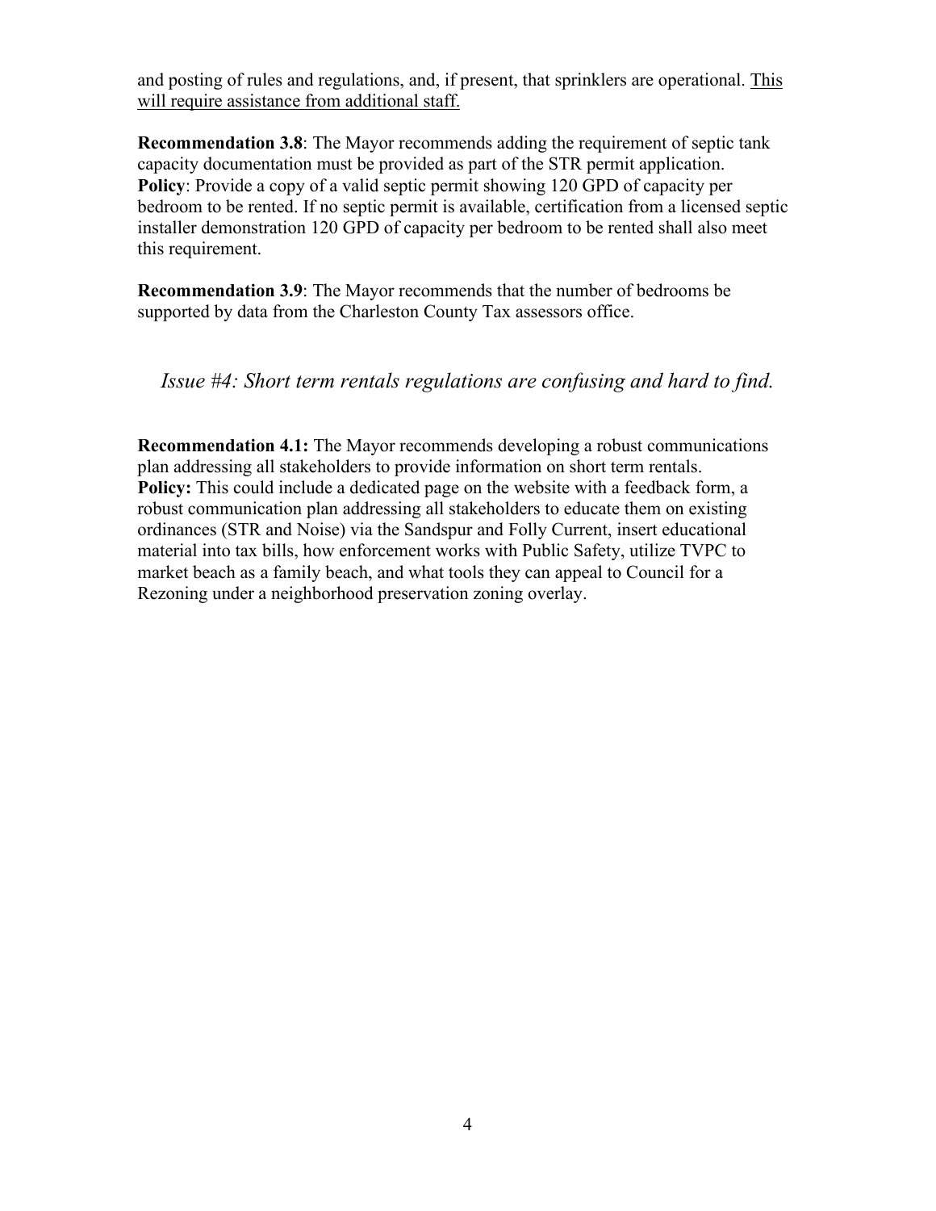and posting of rules and regulations, and, if present, that sprinklers are operational. <u>This will require assistance from additional staff.</u>

**Recommendation 3.8**: The Mayor recommends adding the requirement of septic tank capacity documentation must be provided as part of the STR permit application.
**Policy**: Provide a copy of a valid septic permit showing 120 GPD of capacity per bedroom to be rented. If no septic permit is available, certification from a licensed septic installer demonstration 120 GPD of capacity per bedroom to be rented shall also meet this requirement.

**Recommendation 3.9**: The Mayor recommends that the number of bedrooms be supported by data from the Charleston County Tax assessors office.

## *Issue #4: Short term rentals regulations are confusing and hard to find.*

**Recommendation 4.1:** The Mayor recommends developing a robust communications plan addressing all stakeholders to provide information on short term rentals.
**Policy:** This could include a dedicated page on the website with a feedback form, a robust communication plan addressing all stakeholders to educate them on existing ordinances (STR and Noise) via the Sandspur and Folly Current, insert educational material into tax bills, how enforcement works with Public Safety, utilize TVPC to market beach as a family beach, and what tools they can appeal to Council for a Rezoning under a neighborhood preservation zoning overlay.